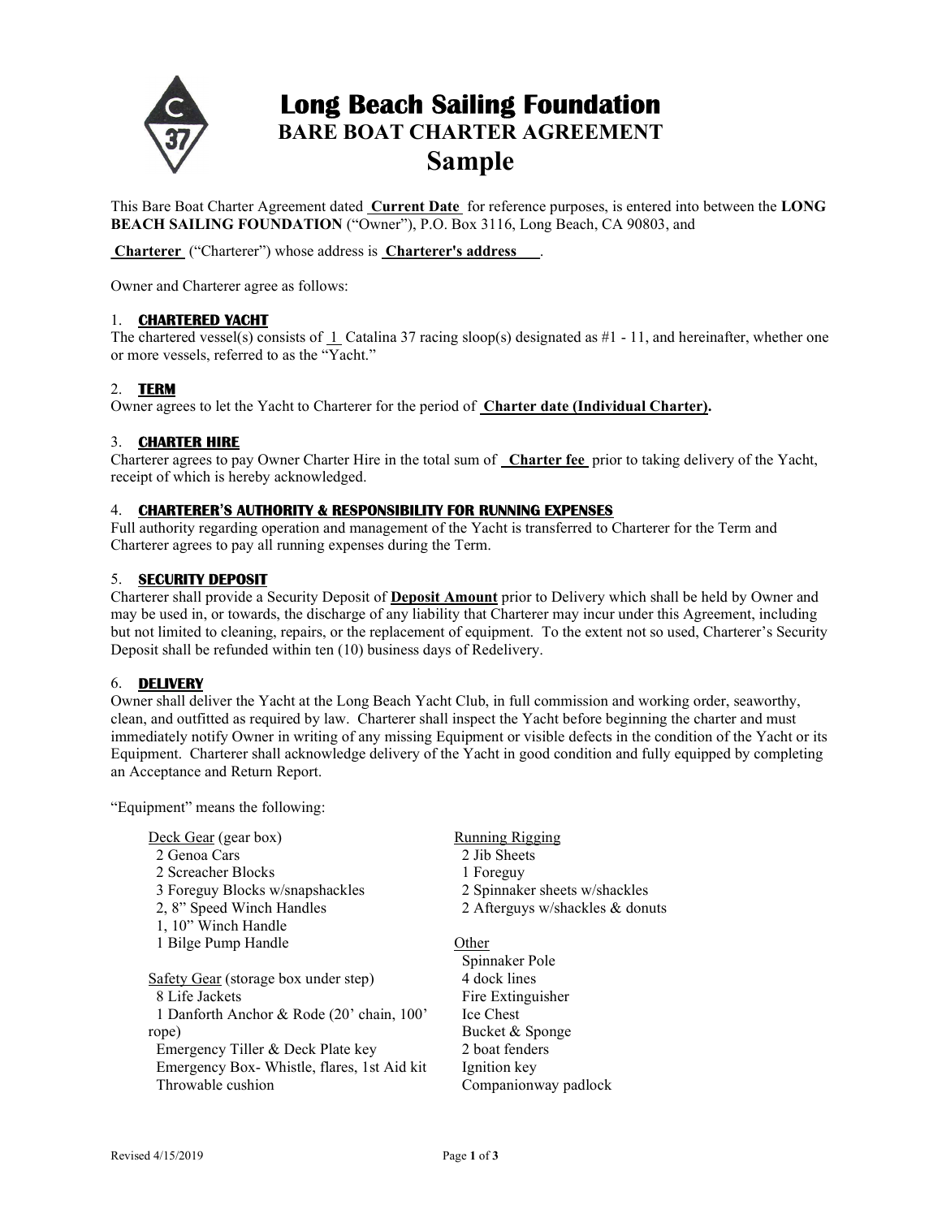# Long Beach Sailing Foundation

## BARE BOAT CHARTER AGREEMENT

## Sample

This Bare Boat Charter Agreement dated **Current Date** for reference purposes, is entered into between the **LONG BEACH SAILING FOUNDATION** ("Owner"), P.O. Box 3116, Long Beach, CA 90803, and

**Charterer** ("Charterer") whose address is **Charterer's address** .

Owner and Charterer agree as follows:

### 1. CHARTERED YACHT

The chartered vessel(s) consists of 1 Catalina 37 racing sloop(s) designated as #1 - 11, and hereinafter, whether one or more vessels, referred to as the "Yacht."

### 2. TERM

Owner agrees to let the Yacht to Charterer for the period of **Charter date (Individual Charter).**

### 3. CHARTER HIRE

Charterer agrees to pay Owner Charter Hire in the total sum of **Charter fee** prior to taking delivery of the Yacht, receipt of which is hereby acknowledged.

### 4. CHARTERER'S AUTHORITY & RESPONSIBILITY FOR RUNNING EXPENSES

Full authority regarding operation and management of the Yacht is transferred to Charterer for the Term and Charterer agrees to pay all running expenses during the Term.

### 5. SECURITY DEPOSIT

Charterer shall provide a Security Deposit of **Deposit Amount** prior to Delivery which shall be held by Owner and may be used in, or towards, the discharge of any liability that Charterer may incur under this Agreement, including but not limited to cleaning, repairs, or the replacement of equipment. To the extent not so used, Charterer's Security Deposit shall be refunded within ten (10) business days of Redelivery.

### 6. DELIVERY

Owner shall deliver the Yacht at the Long Beach Yacht Club, in full commission and working order, seaworthy, clean, and outfitted as required by law. Charterer shall inspect the Yacht before beginning the charter and must immediately notify Owner in writing of any missing Equipment or visible defects in the condition of the Yacht or its Equipment. Charterer shall acknowledge delivery of the Yacht in good condition and fully equipped by completing an Acceptance and Return Report.

"Equipment" means the following:

Deck Gear (gear box)
- 2 Genoa Cars
- 2 Screacher Blocks
- 3 Foreguy Blocks w/snapshackles
- 2, 8" Speed Winch Handles
- 1, 10" Winch Handle
- 1 Bilge Pump Handle

Safety Gear (storage box under step)
- 8 Life Jackets
- 1 Danforth Anchor & Rode (20' chain, 100' rope)
- Emergency Tiller & Deck Plate key
- Emergency Box- Whistle, flares, 1st Aid kit
- Throwable cushion

Running Rigging
- 2 Jib Sheets
- 1 Foreguy
- 2 Spinnaker sheets w/shackles
- 2 Afterguys w/shackles & donuts

Other
- Spinnaker Pole
- 4 dock lines
- Fire Extinguisher
- Ice Chest
- Bucket & Sponge
- 2 boat fenders
- Ignition key
- Companionway padlock

Revised 4/15/2019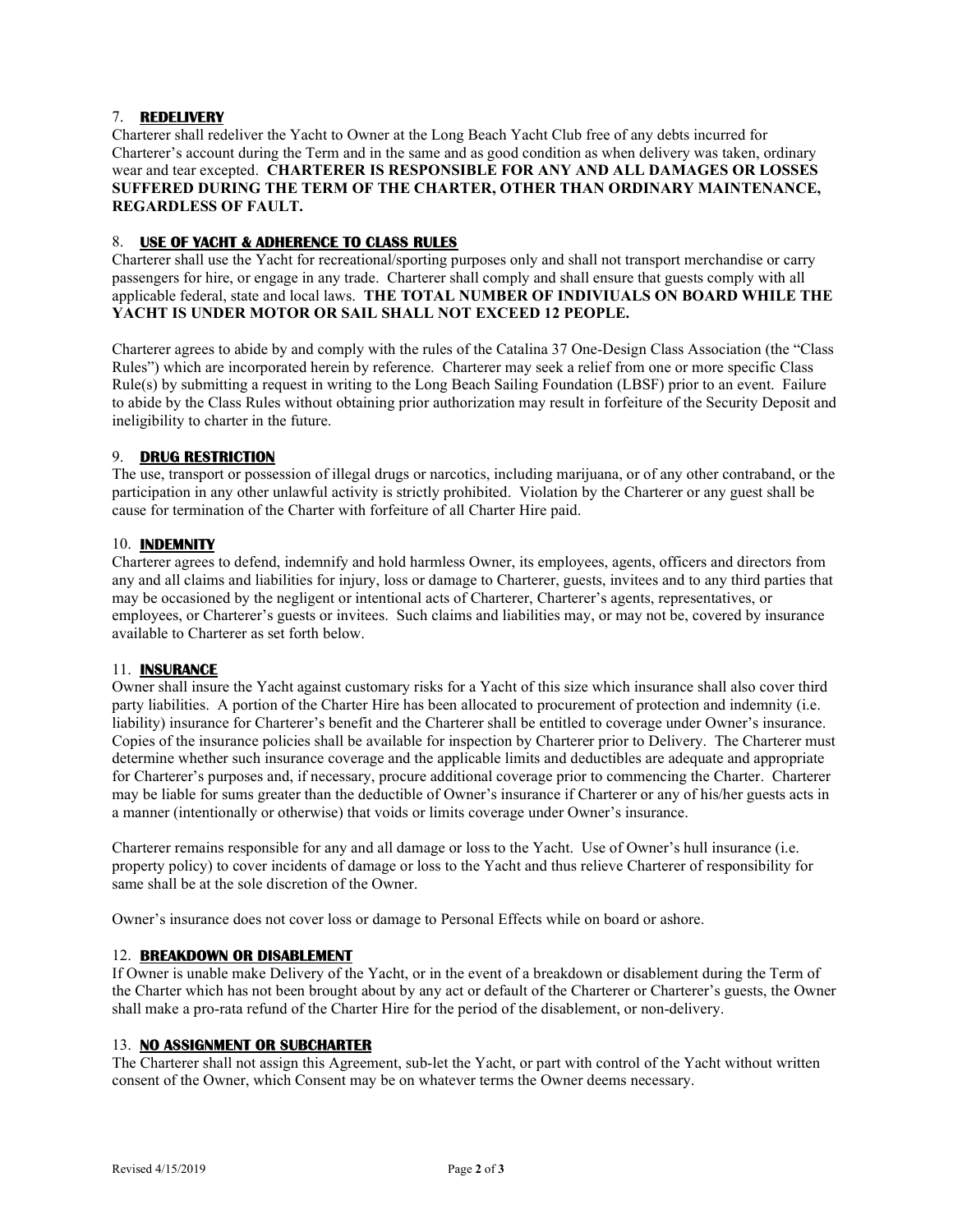## 7. **REDELIVERY**

Charterer shall redeliver the Yacht to Owner at the Long Beach Yacht Club free of any debts incurred for Charterer's account during the Term and in the same and as good condition as when delivery was taken, ordinary wear and tear excepted. **CHARTERER IS RESPONSIBLE FOR ANY AND ALL DAMAGES OR LOSSES SUFFERED DURING THE TERM OF THE CHARTER, OTHER THAN ORDINARY MAINTENANCE, REGARDLESS OF FAULT.**

## 8. **USE OF YACHT & ADHERENCE TO CLASS RULES**

Charterer shall use the Yacht for recreational/sporting purposes only and shall not transport merchandise or carry passengers for hire, or engage in any trade. Charterer shall comply and shall ensure that guests comply with all applicable federal, state and local laws. **THE TOTAL NUMBER OF INDIVIUALS ON BOARD WHILE THE YACHT IS UNDER MOTOR OR SAIL SHALL NOT EXCEED 12 PEOPLE.**

Charterer agrees to abide by and comply with the rules of the Catalina 37 One-Design Class Association (the "Class Rules") which are incorporated herein by reference. Charterer may seek a relief from one or more specific Class Rule(s) by submitting a request in writing to the Long Beach Sailing Foundation (LBSF) prior to an event. Failure to abide by the Class Rules without obtaining prior authorization may result in forfeiture of the Security Deposit and ineligibility to charter in the future.

## 9. **DRUG RESTRICTION**

The use, transport or possession of illegal drugs or narcotics, including marijuana, or of any other contraband, or the participation in any other unlawful activity is strictly prohibited. Violation by the Charterer or any guest shall be cause for termination of the Charter with forfeiture of all Charter Hire paid.

## 10. **INDEMNITY**

Charterer agrees to defend, indemnify and hold harmless Owner, its employees, agents, officers and directors from any and all claims and liabilities for injury, loss or damage to Charterer, guests, invitees and to any third parties that may be occasioned by the negligent or intentional acts of Charterer, Charterer's agents, representatives, or employees, or Charterer's guests or invitees. Such claims and liabilities may, or may not be, covered by insurance available to Charterer as set forth below.

## 11. **INSURANCE**

Owner shall insure the Yacht against customary risks for a Yacht of this size which insurance shall also cover third party liabilities. A portion of the Charter Hire has been allocated to procurement of protection and indemnity (i.e. liability) insurance for Charterer's benefit and the Charterer shall be entitled to coverage under Owner's insurance. Copies of the insurance policies shall be available for inspection by Charterer prior to Delivery. The Charterer must determine whether such insurance coverage and the applicable limits and deductibles are adequate and appropriate for Charterer's purposes and, if necessary, procure additional coverage prior to commencing the Charter. Charterer may be liable for sums greater than the deductible of Owner's insurance if Charterer or any of his/her guests acts in a manner (intentionally or otherwise) that voids or limits coverage under Owner's insurance.

Charterer remains responsible for any and all damage or loss to the Yacht. Use of Owner's hull insurance (i.e. property policy) to cover incidents of damage or loss to the Yacht and thus relieve Charterer of responsibility for same shall be at the sole discretion of the Owner.

Owner's insurance does not cover loss or damage to Personal Effects while on board or ashore.

## 12. **BREAKDOWN OR DISABLEMENT**

If Owner is unable make Delivery of the Yacht, or in the event of a breakdown or disablement during the Term of the Charter which has not been brought about by any act or default of the Charterer or Charterer's guests, the Owner shall make a pro-rata refund of the Charter Hire for the period of the disablement, or non-delivery.

## 13. **NO ASSIGNMENT OR SUBCHARTER**

The Charterer shall not assign this Agreement, sub-let the Yacht, or part with control of the Yacht without written consent of the Owner, which Consent may be on whatever terms the Owner deems necessary.

Revised 4/15/2019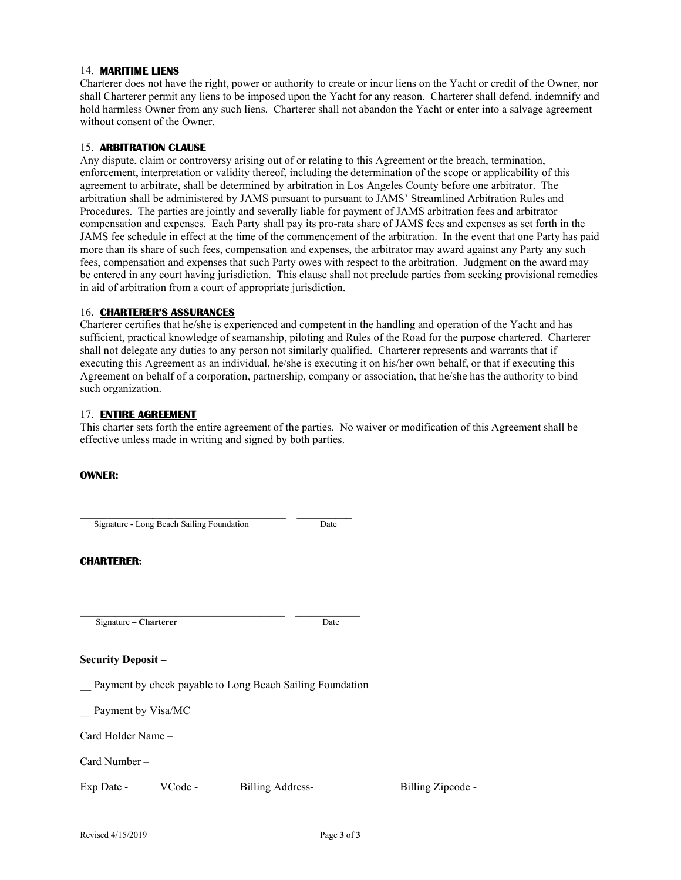14. **MARITIME LIENS**
Charterer does not have the right, power or authority to create or incur liens on the Yacht or credit of the Owner, nor shall Charterer permit any liens to be imposed upon the Yacht for any reason. Charterer shall defend, indemnify and hold harmless Owner from any such liens. Charterer shall not abandon the Yacht or enter into a salvage agreement without consent of the Owner.

15. **ARBITRATION CLAUSE**
Any dispute, claim or controversy arising out of or relating to this Agreement or the breach, termination, enforcement, interpretation or validity thereof, including the determination of the scope or applicability of this agreement to arbitrate, shall be determined by arbitration in Los Angeles County before one arbitrator. The arbitration shall be administered by JAMS pursuant to pursuant to JAMS' Streamlined Arbitration Rules and Procedures. The parties are jointly and severally liable for payment of JAMS arbitration fees and arbitrator compensation and expenses. Each Party shall pay its pro-rata share of JAMS fees and expenses as set forth in the JAMS fee schedule in effect at the time of the commencement of the arbitration. In the event that one Party has paid more than its share of such fees, compensation and expenses, the arbitrator may award against any Party any such fees, compensation and expenses that such Party owes with respect to the arbitration. Judgment on the award may be entered in any court having jurisdiction. This clause shall not preclude parties from seeking provisional remedies in aid of arbitration from a court of appropriate jurisdiction.

16. **CHARTERER'S ASSURANCES**
Charterer certifies that he/she is experienced and competent in the handling and operation of the Yacht and has sufficient, practical knowledge of seamanship, piloting and Rules of the Road for the purpose chartered. Charterer shall not delegate any duties to any person not similarly qualified. Charterer represents and warrants that if executing this Agreement as an individual, he/she is executing it on his/her own behalf, or that if executing this Agreement on behalf of a corporation, partnership, company or association, that he/she has the authority to bind such organization.

17. **ENTIRE AGREEMENT**
This charter sets forth the entire agreement of the parties. No waiver or modification of this Agreement shall be effective unless made in writing and signed by both parties.

**OWNER:**

_________________________________________ ___________
Signature - Long Beach Sailing Foundation Date

**CHARTERER:**

_________________________________________ ___________
Signature – **Charterer** Date

**Security Deposit –**

__ Payment by check payable to Long Beach Sailing Foundation

__ Payment by Visa/MC

Card Holder Name –

Card Number –

Exp Date - VCode - Billing Address- Billing Zipcode -

Revised 4/15/2019